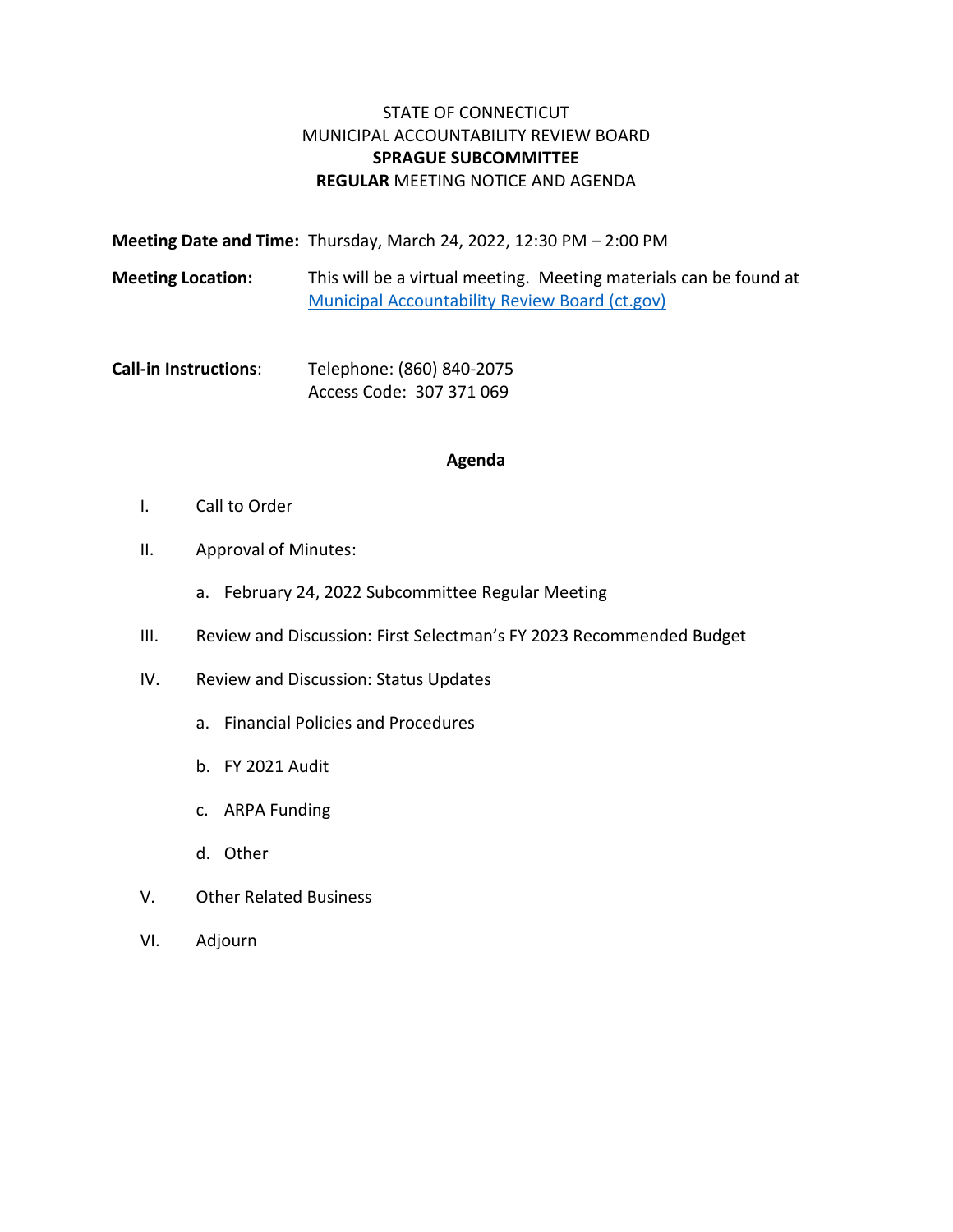STATE OF CONNECTICUT
MUNICIPAL ACCOUNTABILITY REVIEW BOARD
**SPRAGUE SUBCOMMITTEE**
**REGULAR** MEETING NOTICE AND AGENDA

**Meeting Date and Time:** Thursday, March 24, 2022, 12:30 PM – 2:00 PM

**Meeting Location:** This will be a virtual meeting. Meeting materials can be found at [Municipal Accountability Review Board (ct.gov)]

**Call-in Instructions**: Telephone: (860) 840-2075
Access Code: 307 371 069

**Agenda**

I. Call to Order

II. Approval of Minutes:

   a. February 24, 2022 Subcommittee Regular Meeting

III. Review and Discussion: First Selectman's FY 2023 Recommended Budget

IV. Review and Discussion: Status Updates

   a. Financial Policies and Procedures

   b. FY 2021 Audit

   c. ARPA Funding

   d. Other

V. Other Related Business

VI. Adjourn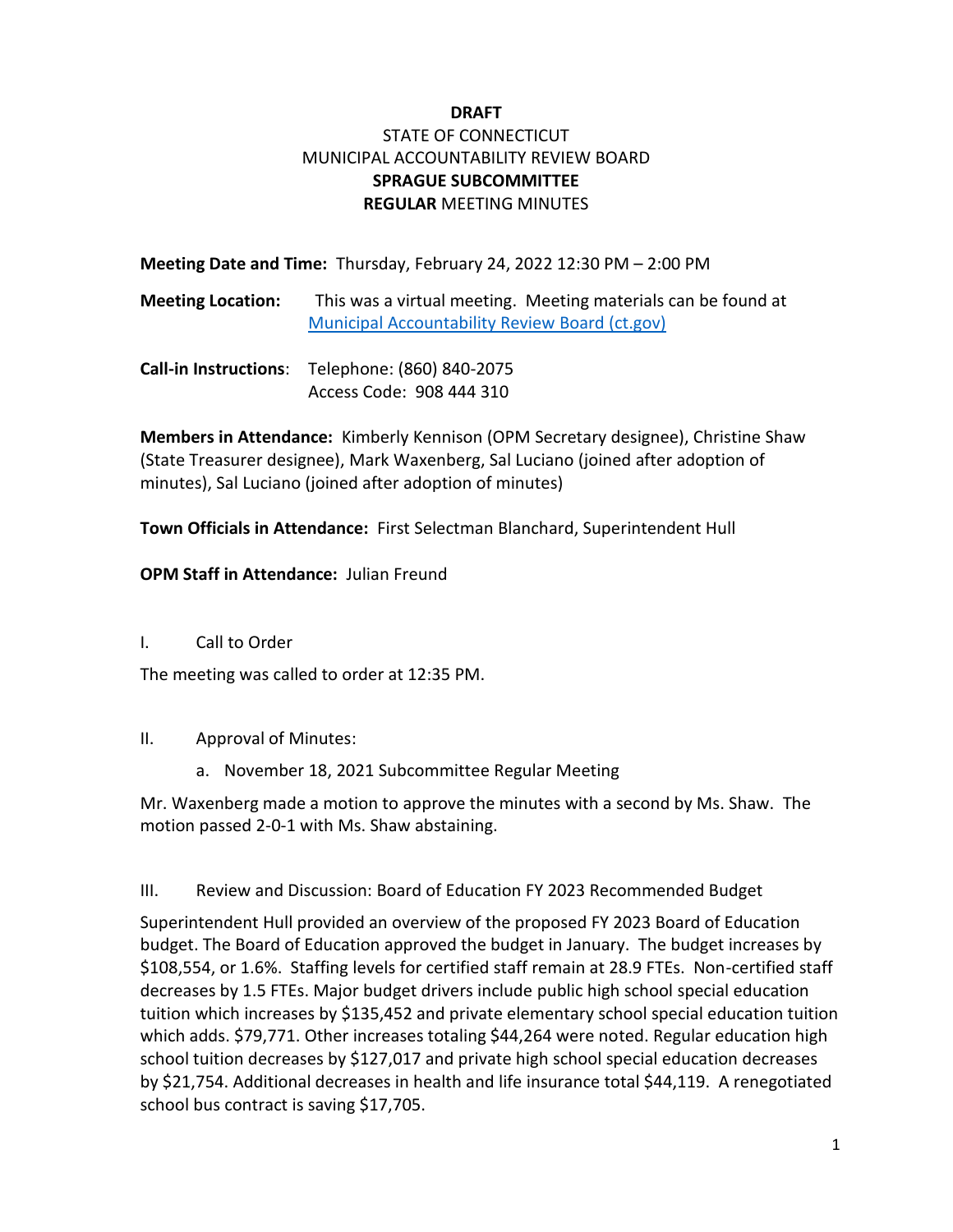**DRAFT**

STATE OF CONNECTICUT

MUNICIPAL ACCOUNTABILITY REVIEW BOARD

**SPRAGUE SUBCOMMITTEE**

**REGULAR** MEETING MINUTES

**Meeting Date and Time:** Thursday, February 24, 2022 12:30 PM – 2:00 PM

**Meeting Location:** This was a virtual meeting. Meeting materials can be found at [Municipal Accountability Review Board (ct.gov)]

**Call-in Instructions**: Telephone: (860) 840-2075
Access Code: 908 444 310

**Members in Attendance:** Kimberly Kennison (OPM Secretary designee), Christine Shaw (State Treasurer designee), Mark Waxenberg, Sal Luciano (joined after adoption of minutes), Sal Luciano (joined after adoption of minutes)

**Town Officials in Attendance:** First Selectman Blanchard, Superintendent Hull

**OPM Staff in Attendance:** Julian Freund

I. Call to Order

The meeting was called to order at 12:35 PM.

II. Approval of Minutes:

a. November 18, 2021 Subcommittee Regular Meeting

Mr. Waxenberg made a motion to approve the minutes with a second by Ms. Shaw. The motion passed 2-0-1 with Ms. Shaw abstaining.

III. Review and Discussion: Board of Education FY 2023 Recommended Budget

Superintendent Hull provided an overview of the proposed FY 2023 Board of Education budget. The Board of Education approved the budget in January. The budget increases by $108,554, or 1.6%. Staffing levels for certified staff remain at 28.9 FTEs. Non-certified staff decreases by 1.5 FTEs. Major budget drivers include public high school special education tuition which increases by $135,452 and private elementary school special education tuition which adds. $79,771. Other increases totaling $44,264 were noted. Regular education high school tuition decreases by $127,017 and private high school special education decreases by $21,754. Additional decreases in health and life insurance total $44,119. A renegotiated school bus contract is saving $17,705.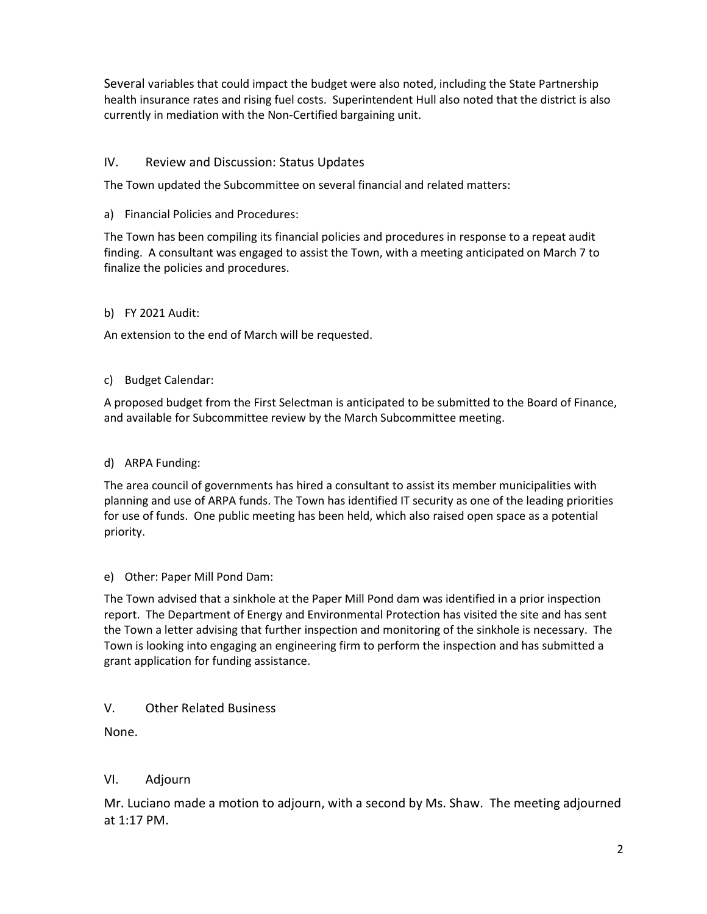Several variables that could impact the budget were also noted, including the State Partnership health insurance rates and rising fuel costs. Superintendent Hull also noted that the district is also currently in mediation with the Non-Certified bargaining unit.

## IV. Review and Discussion: Status Updates

The Town updated the Subcommittee on several financial and related matters:

a) Financial Policies and Procedures:

The Town has been compiling its financial policies and procedures in response to a repeat audit finding. A consultant was engaged to assist the Town, with a meeting anticipated on March 7 to finalize the policies and procedures.

b) FY 2021 Audit:

An extension to the end of March will be requested.

c) Budget Calendar:

A proposed budget from the First Selectman is anticipated to be submitted to the Board of Finance, and available for Subcommittee review by the March Subcommittee meeting.

d) ARPA Funding:

The area council of governments has hired a consultant to assist its member municipalities with planning and use of ARPA funds. The Town has identified IT security as one of the leading priorities for use of funds. One public meeting has been held, which also raised open space as a potential priority.

e) Other: Paper Mill Pond Dam:

The Town advised that a sinkhole at the Paper Mill Pond dam was identified in a prior inspection report. The Department of Energy and Environmental Protection has visited the site and has sent the Town a letter advising that further inspection and monitoring of the sinkhole is necessary. The Town is looking into engaging an engineering firm to perform the inspection and has submitted a grant application for funding assistance.

## V. Other Related Business

None.

## VI. Adjourn

Mr. Luciano made a motion to adjourn, with a second by Ms. Shaw. The meeting adjourned at 1:17 PM.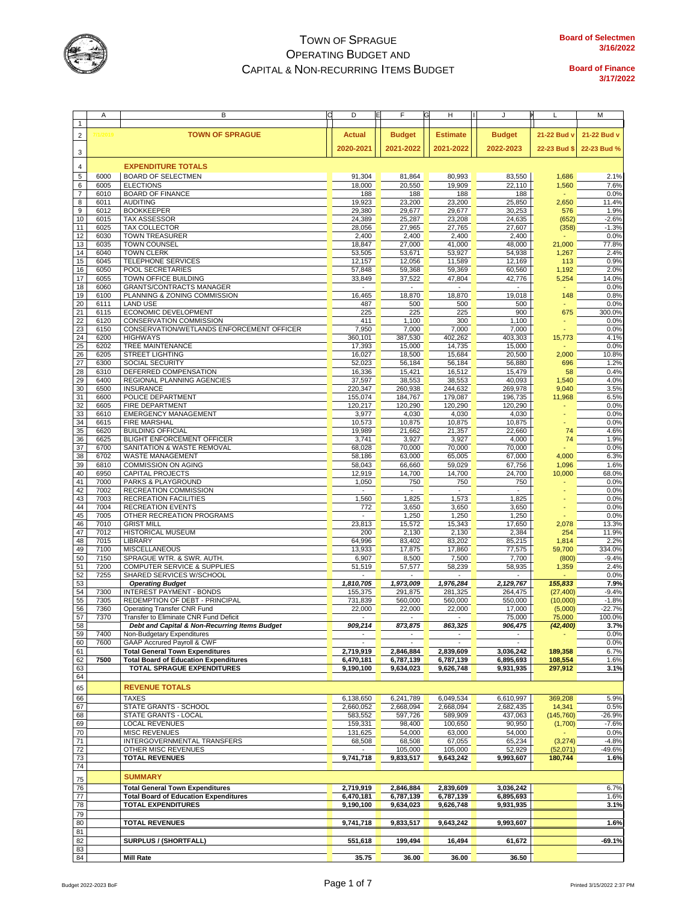# TOWN OF SPRAGUE
## OPERATING BUDGET AND CAPITAL & NON-RECURRING ITEMS BUDGET

**Board of Selectmen** 3/16/2022

**Board of Finance** 3/17/2022

| | A | B | D | F | H | J | L | M |
|---|---|---|---|---|---|---|---|---|
| 1 | | | | | | | | |
| 2 | | **TOWN OF SPRAGUE** | **Actual** | **Budget** | **Estimate** | **Budget** | **21-22 Bud v** | **21-22 Bud v** |
| 3 | | | **2020-2021** | **2021-2022** | **2021-2022** | **2022-2023** | **22-23 Bud $** | **22-23 Bud %** |
| 4 | | **EXPENDITURE TOTALS** | | | | | | |
| 5 | 6000 | BOARD OF SELECTMEN | 91,304 | 81,864 | 80,993 | 83,550 | 1,686 | 2.1% |
| 6 | 6005 | ELECTIONS | 18,000 | 20,550 | 19,909 | 22,110 | 1,560 | 7.6% |
| 7 | 6010 | BOARD OF FINANCE | 188 | 188 | 188 | 188 | - | 0.0% |
| 8 | 6011 | AUDITING | 19,923 | 23,200 | 23,200 | 25,850 | 2,650 | 11.4% |
| 9 | 6012 | BOOKKEEPER | 29,380 | 29,677 | 29,677 | 30,253 | 576 | 1.9% |
| 10 | 6015 | TAX ASSESSOR | 24,389 | 25,287 | 23,208 | 24,635 | (652) | -2.6% |
| 11 | 6025 | TAX COLLECTOR | 28,056 | 27,965 | 27,765 | 27,607 | (358) | -1.3% |
| 12 | 6030 | TOWN TREASURER | 2,400 | 2,400 | 2,400 | 2,400 | - | 0.0% |
| 13 | 6035 | TOWN COUNSEL | 18,847 | 27,000 | 41,000 | 48,000 | 21,000 | 77.8% |
| 14 | 6040 | TOWN CLERK | 53,505 | 53,671 | 53,927 | 54,938 | 1,267 | 2.4% |
| 15 | 6045 | TELEPHONE SERVICES | 12,157 | 12,056 | 11,589 | 12,169 | 113 | 0.9% |
| 16 | 6050 | POOL SECRETARIES | 57,848 | 59,368 | 59,369 | 60,560 | 1,192 | 2.0% |
| 17 | 6055 | TOWN OFFICE BUILDING | 33,849 | 37,522 | 47,804 | 42,776 | 5,254 | 14.0% |
| 18 | 6060 | GRANTS/CONTRACTS MANAGER | - | - | - | - | - | 0.0% |
| 19 | 6100 | PLANNING & ZONING COMMISSION | 16,465 | 18,870 | 18,870 | 19,018 | 148 | 0.8% |
| 20 | 6111 | LAND USE | 487 | 500 | 500 | 500 | - | 0.0% |
| 21 | 6115 | ECONOMIC DEVELOPMENT | 225 | 225 | 225 | 900 | 675 | 300.0% |
| 22 | 6120 | CONSERVATION COMMISSION | 411 | 1,100 | 300 | 1,100 | - | 0.0% |
| 23 | 6150 | CONSERVATION/WETLANDS ENFORCEMENT OFFICER | 7,950 | 7,000 | 7,000 | 7,000 | - | 0.0% |
| 24 | 6200 | HIGHWAYS | 360,101 | 387,530 | 402,262 | 403,303 | 15,773 | 4.1% |
| 25 | 6202 | TREE MAINTENANCE | 17,393 | 15,000 | 14,735 | 15,000 | - | 0.0% |
| 26 | 6205 | STREET LIGHTING | 16,027 | 18,500 | 15,684 | 20,500 | 2,000 | 10.8% |
| 27 | 6300 | SOCIAL SECURITY | 52,023 | 56,184 | 56,184 | 56,880 | 696 | 1.2% |
| 28 | 6310 | DEFERRED COMPENSATION | 16,336 | 15,421 | 16,512 | 15,479 | 58 | 0.4% |
| 29 | 6400 | REGIONAL PLANNING AGENCIES | 37,597 | 38,553 | 38,553 | 40,093 | 1,540 | 4.0% |
| 30 | 6500 | INSURANCE | 220,347 | 260,938 | 244,632 | 269,978 | 9,040 | 3.5% |
| 31 | 6600 | POLICE DEPARTMENT | 155,074 | 184,767 | 179,087 | 196,735 | 11,968 | 6.5% |
| 32 | 6605 | FIRE DEPARTMENT | 120,217 | 120,290 | 120,290 | 120,290 | - | 0.0% |
| 33 | 6610 | EMERGENCY MANAGEMENT | 3,977 | 4,030 | 4,030 | 4,030 | - | 0.0% |
| 34 | 6615 | FIRE MARSHAL | 10,573 | 10,875 | 10,875 | 10,875 | - | 0.0% |
| 35 | 6620 | BUILDING OFFICIAL | 19,989 | 21,662 | 21,357 | 22,660 | 74 | 4.6% |
| 36 | 6625 | BLIGHT ENFORCEMENT OFFICER | 3,741 | 3,927 | 3,927 | 4,000 | 74 | 1.9% |
| 37 | 6700 | SANITATION & WASTE REMOVAL | 68,028 | 70,000 | 70,000 | 70,000 | - | 0.0% |
| 38 | 6702 | WASTE MANAGEMENT | 58,186 | 63,000 | 65,005 | 67,000 | 4,000 | 6.3% |
| 39 | 6810 | COMMISSION ON AGING | 58,043 | 66,660 | 59,029 | 67,756 | 1,096 | 1.6% |
| 40 | 6950 | CAPITAL PROJECTS | 12,919 | 14,700 | 14,700 | 24,700 | 10,000 | 68.0% |
| 41 | 7000 | PARKS & PLAYGROUND | 1,050 | 750 | 750 | 750 | - | 0.0% |
| 42 | 7002 | RECREATION COMMISSION | - | - | - | - | - | 0.0% |
| 43 | 7003 | RECREATION FACILITIES | 1,560 | 1,825 | 1,573 | 1,825 | - | 0.0% |
| 44 | 7004 | RECREATION EVENTS | 772 | 3,650 | 3,650 | 3,650 | - | 0.0% |
| 45 | 7005 | OTHER RECREATION PROGRAMS | - | 1,250 | 1,250 | 1,250 | - | 0.0% |
| 46 | 7010 | GRIST MILL | 23,813 | 15,572 | 15,343 | 17,650 | 2,078 | 13.3% |
| 47 | 7012 | HISTORICAL MUSEUM | 200 | 2,130 | 2,130 | 2,384 | 254 | 11.9% |
| 48 | 7015 | LIBRARY | 64,996 | 83,402 | 83,202 | 85,215 | 1,814 | 2.2% |
| 49 | 7100 | MISCELLANEOUS | 13,933 | 17,875 | 17,860 | 77,575 | 59,700 | 334.0% |
| 50 | 7150 | SPRAGUE WTR. & SWR. AUTH. | 6,907 | 8,500 | 7,500 | 7,700 | (800) | -9.4% |
| 51 | 7200 | COMPUTER SERVICE & SUPPLIES | 51,519 | 57,577 | 58,239 | 58,935 | 1,359 | 2.4% |
| 52 | 7255 | SHARED SERVICES W/SCHOOL | - | - | - | - | - | 0.0% |
| 53 | | ***Operating Budget*** | ***1,810,705*** | ***1,973,009*** | ***1,976,284*** | ***2,129,767*** | ***155,833*** | ***7.9%*** |
| 54 | 7300 | INTEREST PAYMENT - BONDS | 155,375 | 291,875 | 281,325 | 264,475 | (27,400) | -9.4% |
| 55 | 7305 | REDEMPTION OF DEBT - PRINCIPAL | 731,839 | 560,000 | 560,000 | 550,000 | (10,000) | -1.8% |
| 56 | 7360 | Operating Transfer CNR Fund | 22,000 | 22,000 | 22,000 | 17,000 | (5,000) | -22.7% |
| 57 | 7370 | Transfer to Eliminate CNR Fund Deficit | - | - | - | 75,000 | 75,000 | 100.0% |
| 58 | | ***Debt and Capital & Non-Recurring Items Budget*** | ***909,214*** | ***873,875*** | ***863,325*** | ***906,475*** | ***(42,400)*** | ***3.7%*** |
| 59 | 7400 | Non-Budgetary Expenditures | - | - | - | - | - | 0.0% |
| 60 | 7600 | GAAP Accrued Payroll & CWF | - | - | - | - | | 0.0% |
| 61 | | **Total General Town Expenditures** | **2,719,919** | **2,846,884** | **2,839,609** | **3,036,242** | **189,358** | **6.7%** |
| 62 | **7500** | **Total Board of Education Expenditures** | **6,470,181** | **6,787,139** | **6,787,139** | **6,895,693** | **108,554** | **1.6%** |
| 63 | | **TOTAL SPRAGUE EXPENDITURES** | **9,190,100** | **9,634,023** | **9,626,748** | **9,931,935** | **297,912** | **3.1%** |
| 64 | | | | | | | | |
| 65 | | **REVENUE TOTALS** | | | | | | |
| 66 | | TAXES | 6,138,650 | 6,241,789 | 6,049,534 | 6,610,997 | 369,208 | 5.9% |
| 67 | | STATE GRANTS - SCHOOL | 2,660,052 | 2,668,094 | 2,668,094 | 2,682,435 | 14,341 | 0.5% |
| 68 | | STATE GRANTS - LOCAL | 583,552 | 597,726 | 589,909 | 437,063 | (145,760) | -26.9% |
| 69 | | LOCAL REVENUES | 159,331 | 98,400 | 100,650 | 90,950 | (1,700) | -7.6% |
| 70 | | MISC REVENUES | 131,625 | 54,000 | 63,000 | 54,000 | - | 0.0% |
| 71 | | INTERGOVERNMENTAL TRANSFERS | 68,508 | 68,508 | 67,055 | 65,234 | (3,274) | -4.8% |
| 72 | | OTHER MISC REVENUES | - | 105,000 | 105,000 | 52,929 | (52,071) | -49.6% |
| 73 | | **TOTAL REVENUES** | **9,741,718** | **9,833,517** | **9,643,242** | **9,993,607** | **180,744** | **1.6%** |
| 74 | | | | | | | | |
| 75 | | **SUMMARY** | | | | | | |
| 76 | | **Total General Town Expenditures** | **2,719,919** | **2,846,884** | **2,839,609** | **3,036,242** | | **6.7%** |
| 77 | | **Total Board of Education Expenditures** | **6,470,181** | **6,787,139** | **6,787,139** | **6,895,693** | | **1.6%** |
| 78 | | **TOTAL EXPENDITURES** | **9,190,100** | **9,634,023** | **9,626,748** | **9,931,935** | | **3.1%** |
| 79 | | | | | | | | |
| 80 | | **TOTAL REVENUES** | **9,741,718** | **9,833,517** | **9,643,242** | **9,993,607** | | **1.6%** |
| 81 | | | | | | | | |
| 82 | | **SURPLUS / (SHORTFALL)** | **551,618** | **199,494** | **16,494** | **61,672** | | **-69.1%** |
| 83 | | | | | | | | |
| 84 | | **Mill Rate** | **35.75** | **36.00** | **36.00** | **36.50** | | |

Budget 2022-2023 BoF — Printed 3/15/2022 2:37 PM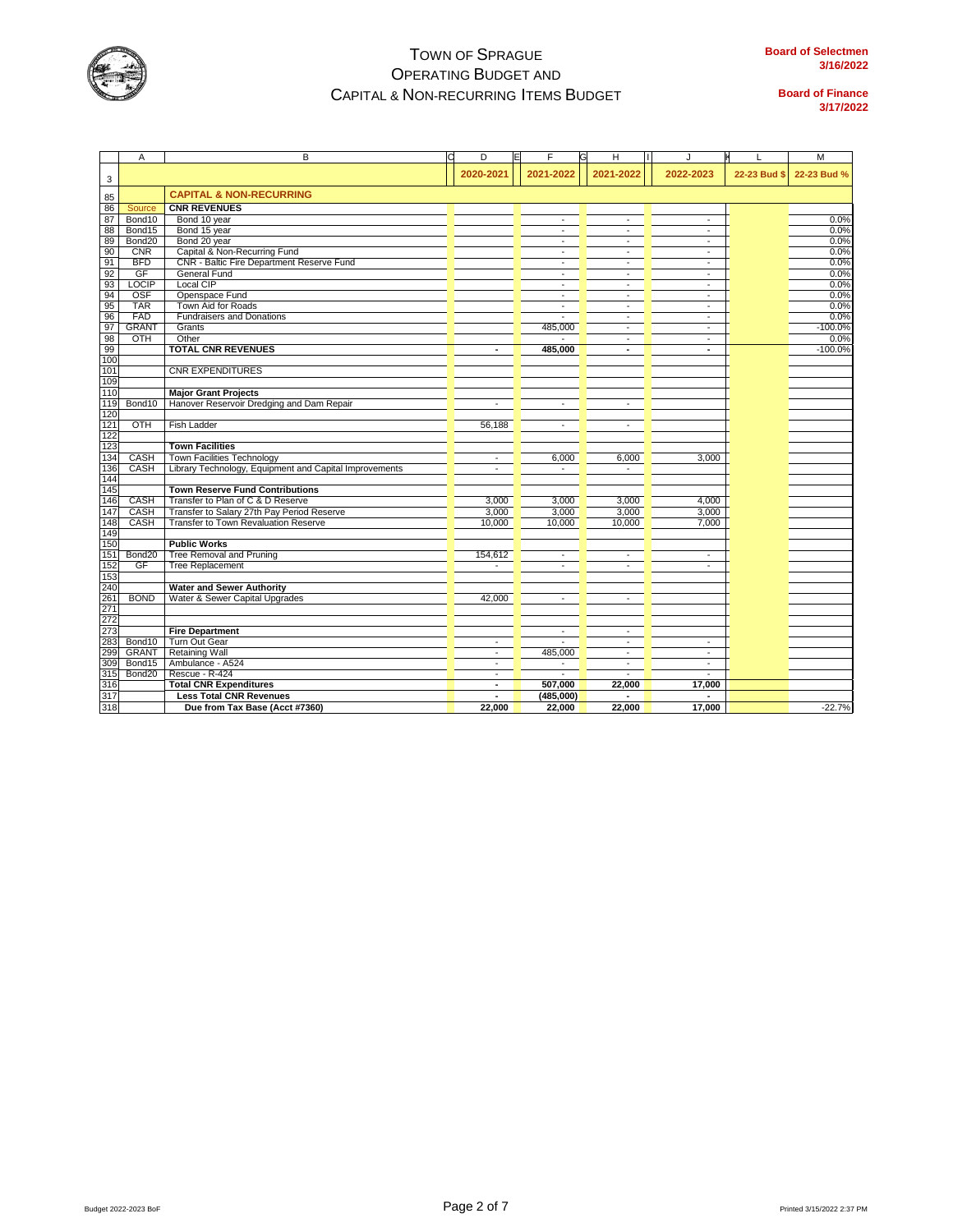# Town of Sprague
## Operating Budget and
## Capital & Non-Recurring Items Budget

**Board of Selectmen**
**3/16/2022**

**Board of Finance**
**3/17/2022**

| | A | B | D | F | H | J | L | M |
|---|---|---|---|---|---|---|---|---|
| 3 | | | 2020-2021 | 2021-2022 | 2021-2022 | 2022-2023 | 22-23 Bud $ | 22-23 Bud % |
| 85 | | **CAPITAL & NON-RECURRING** | | | | | | |
| 86 | Source | **CNR REVENUES** | | | | | | |
| 87 | Bond10 | Bond 10 year | | - | - | - | | 0.0% |
| 88 | Bond15 | Bond 15 year | | - | - | - | | 0.0% |
| 89 | Bond20 | Bond 20 year | | - | - | - | | 0.0% |
| 90 | CNR | Capital & Non-Recurring Fund | | - | - | - | | 0.0% |
| 91 | BFD | CNR - Baltic Fire Department Reserve Fund | | - | - | - | | 0.0% |
| 92 | GF | General Fund | | - | - | - | | 0.0% |
| 93 | LOCIP | Local CIP | | - | - | - | | 0.0% |
| 94 | OSF | Openspace Fund | | - | - | - | | 0.0% |
| 95 | TAR | Town Aid for Roads | | - | - | - | | 0.0% |
| 96 | FAD | Fundraisers and Donations | | - | - | - | | 0.0% |
| 97 | GRANT | Grants | | 485,000 | - | - | | -100.0% |
| 98 | OTH | Other | | - | - | - | | 0.0% |
| 99 | | **TOTAL CNR REVENUES** | - | 485,000 | - | - | | -100.0% |
| 100 | | | | | | | | |
| 101 | | CNR EXPENDITURES | | | | | | |
| 109 | | | | | | | | |
| 110 | | **Major Grant Projects** | | | | | | |
| 119 | Bond10 | Hanover Reservoir Dredging and Dam Repair | - | - | - | | | |
| 120 | | | | | | | | |
| 121 | OTH | Fish Ladder | 56,188 | - | - | | | |
| 122 | | | | | | | | |
| 123 | | **Town Facilities** | | | | | | |
| 134 | CASH | Town Facilities Technology | - | 6,000 | 6,000 | 3,000 | | |
| 136 | CASH | Library Technology, Equipment and Capital Improvements | - | - | - | | | |
| 144 | | | | | | | | |
| 145 | | **Town Reserve Fund Contributions** | | | | | | |
| 146 | CASH | Transfer to Plan of C & D Reserve | 3,000 | 3,000 | 3,000 | 4,000 | | |
| 147 | CASH | Transfer to Salary 27th Pay Period Reserve | 3,000 | 3,000 | 3,000 | 3,000 | | |
| 148 | CASH | Transfer to Town Revaluation Reserve | 10,000 | 10,000 | 10,000 | 7,000 | | |
| 149 | | | | | | | | |
| 150 | | **Public Works** | | | | | | |
| 151 | Bond20 | Tree Removal and Pruning | 154,612 | - | - | - | | |
| 152 | GF | Tree Replacement | - | - | - | - | | |
| 153 | | | | | | | | |
| 240 | | **Water and Sewer Authority** | | | | | | |
| 261 | BOND | Water & Sewer Capital Upgrades | 42,000 | - | - | | | |
| 271 | | | | | | | | |
| 272 | | | | | | | | |
| 273 | | **Fire Department** | | - | - | | | |
| 283 | Bond10 | Turn Out Gear | - | - | - | - | | |
| 299 | GRANT | Retaining Wall | - | 485,000 | - | - | | |
| 309 | Bond15 | Ambulance - A524 | - | - | - | - | | |
| 315 | Bond20 | Rescue - R-424 | - | - | - | - | | |
| 316 | | **Total CNR Expenditures** | - | 507,000 | 22,000 | 17,000 | | |
| 317 | | **Less Total CNR Revenues** | - | (485,000) | - | - | | |
| 318 | | **Due from Tax Base (Acct #7360)** | 22,000 | 22,000 | 22,000 | 17,000 | | -22.7% |

Budget 2022-2023 BoF

Printed 3/15/2022 2:37 PM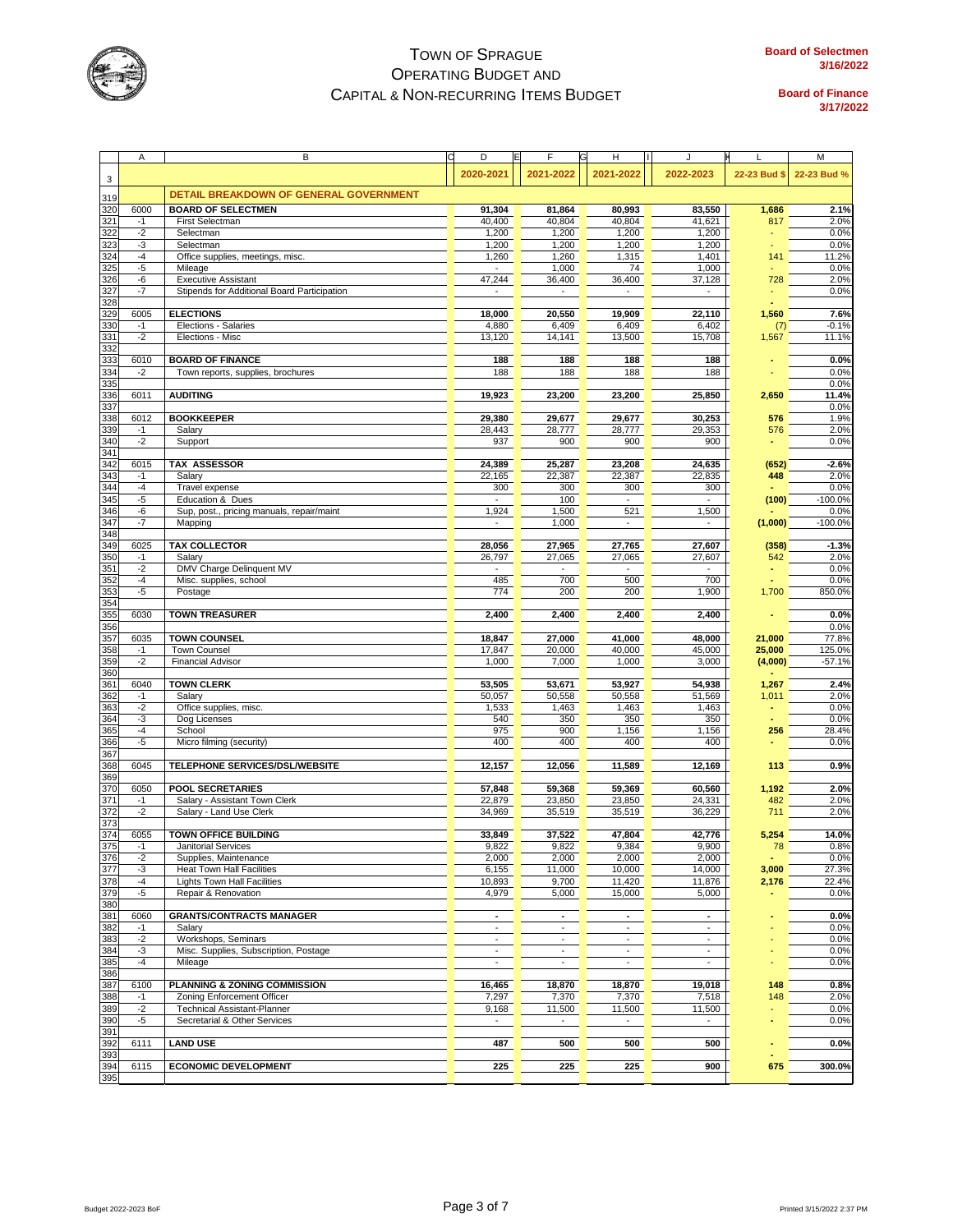# TOWN OF SPRAGUE
## OPERATING BUDGET AND CAPITAL & NON-RECURRING ITEMS BUDGET

**Board of Selectmen** 3/16/2022

**Board of Finance** 3/17/2022

| | A | B | D | F | H | J | L | M |
|---|---|---|---|---|---|---|---|---|
| 3 | | | 2020-2021 | 2021-2022 | 2021-2022 | 2022-2023 | 22-23 Bud $ | 22-23 Bud % |
| 319 | | **DETAIL BREAKDOWN OF GENERAL GOVERNMENT** | | | | | | |
| 320 | 6000 | **BOARD OF SELECTMEN** | 91,304 | 81,864 | 80,993 | 83,550 | 1,686 | 2.1% |
| 321 | -1 | First Selectman | 40,400 | 40,804 | 40,804 | 41,621 | 817 | 2.0% |
| 322 | -2 | Selectman | 1,200 | 1,200 | 1,200 | 1,200 | - | 0.0% |
| 323 | -3 | Selectman | 1,200 | 1,200 | 1,200 | 1,200 | - | 0.0% |
| 324 | -4 | Office supplies, meetings, misc. | 1,260 | 1,260 | 1,315 | 1,401 | 141 | 11.2% |
| 325 | -5 | Mileage | - | 1,000 | 74 | 1,000 | - | 0.0% |
| 326 | -6 | Executive Assistant | 47,244 | 36,400 | 36,400 | 37,128 | 728 | 2.0% |
| 327 | -7 | Stipends for Additional Board Participation | - | - | - | - | - | 0.0% |
| 328 | | | | | | | - | |
| 329 | 6005 | **ELECTIONS** | 18,000 | 20,550 | 19,909 | 22,110 | 1,560 | 7.6% |
| 330 | -1 | Elections - Salaries | 4,880 | 6,409 | 6,409 | 6,402 | (7) | -0.1% |
| 331 | -2 | Elections - Misc | 13,120 | 14,141 | 13,500 | 15,708 | 1,567 | 11.1% |
| 332 | | | | | | | | |
| 333 | 6010 | **BOARD OF FINANCE** | 188 | 188 | 188 | 188 | - | 0.0% |
| 334 | -2 | Town reports, supplies, brochures | 188 | 188 | 188 | 188 | - | 0.0% |
| 335 | | | | | | | | 0.0% |
| 336 | 6011 | **AUDITING** | 19,923 | 23,200 | 23,200 | 25,850 | 2,650 | 11.4% |
| 337 | | | | | | | | 0.0% |
| 338 | 6012 | **BOOKKEEPER** | 29,380 | 29,677 | 29,677 | 30,253 | 576 | 1.9% |
| 339 | -1 | Salary | 28,443 | 28,777 | 28,777 | 29,353 | 576 | 2.0% |
| 340 | -2 | Support | 937 | 900 | 900 | 900 | - | 0.0% |
| 341 | | | | | | | | |
| 342 | 6015 | **TAX ASSESSOR** | 24,389 | 25,287 | 23,208 | 24,635 | (652) | -2.6% |
| 343 | -1 | Salary | 22,165 | 22,387 | 22,387 | 22,835 | 448 | 2.0% |
| 344 | -4 | Travel expense | 300 | 300 | 300 | 300 | - | 0.0% |
| 345 | -5 | Education & Dues | - | 100 | - | - | (100) | -100.0% |
| 346 | -6 | Sup, post., pricing manuals, repair/maint | 1,924 | 1,500 | 521 | 1,500 | - | 0.0% |
| 347 | -7 | Mapping | - | 1,000 | - | - | (1,000) | -100.0% |
| 348 | | | | | | | | |
| 349 | 6025 | **TAX COLLECTOR** | 28,056 | 27,965 | 27,765 | 27,607 | (358) | -1.3% |
| 350 | -1 | Salary | 26,797 | 27,065 | 27,065 | 27,607 | 542 | 2.0% |
| 351 | -2 | DMV Charge Delinquent MV | - | - | - | - | - | 0.0% |
| 352 | -4 | Misc. supplies, school | 485 | 700 | 500 | 700 | - | 0.0% |
| 353 | -5 | Postage | 774 | 200 | 200 | 1,900 | 1,700 | 850.0% |
| 354 | | | | | | | | |
| 355 | 6030 | **TOWN TREASURER** | 2,400 | 2,400 | 2,400 | 2,400 | - | 0.0% |
| 356 | | | | | | | | 0.0% |
| 357 | 6035 | **TOWN COUNSEL** | 18,847 | 27,000 | 41,000 | 48,000 | 21,000 | 77.8% |
| 358 | -1 | Town Counsel | 17,847 | 20,000 | 40,000 | 45,000 | 25,000 | 125.0% |
| 359 | -2 | Financial Advisor | 1,000 | 7,000 | 1,000 | 3,000 | (4,000) | -57.1% |
| 360 | | | | | | | - | |
| 361 | 6040 | **TOWN CLERK** | 53,505 | 53,671 | 53,927 | 54,938 | 1,267 | 2.4% |
| 362 | -1 | Salary | 50,057 | 50,558 | 50,558 | 51,569 | 1,011 | 2.0% |
| 363 | -2 | Office supplies, misc. | 1,533 | 1,463 | 1,463 | 1,463 | - | 0.0% |
| 364 | -3 | Dog Licenses | 540 | 350 | 350 | 350 | - | 0.0% |
| 365 | -4 | School | 975 | 900 | 1,156 | 1,156 | 256 | 28.4% |
| 366 | -5 | Micro filming (security) | 400 | 400 | 400 | 400 | - | 0.0% |
| 367 | | | | | | | | |
| 368 | 6045 | **TELEPHONE SERVICES/DSL/WEBSITE** | 12,157 | 12,056 | 11,589 | 12,169 | 113 | 0.9% |
| 369 | | | | | | | | |
| 370 | 6050 | **POOL SECRETARIES** | 57,848 | 59,368 | 59,369 | 60,560 | 1,192 | 2.0% |
| 371 | -1 | Salary - Assistant Town Clerk | 22,879 | 23,850 | 23,850 | 24,331 | 482 | 2.0% |
| 372 | -2 | Salary - Land Use Clerk | 34,969 | 35,519 | 35,519 | 36,229 | 711 | 2.0% |
| 373 | | | | | | | | |
| 374 | 6055 | **TOWN OFFICE BUILDING** | 33,849 | 37,522 | 47,804 | 42,776 | 5,254 | 14.0% |
| 375 | -1 | Janitorial Services | 9,822 | 9,822 | 9,384 | 9,900 | 78 | 0.8% |
| 376 | -2 | Supplies, Maintenance | 2,000 | 2,000 | 2,000 | 2,000 | - | 0.0% |
| 377 | -3 | Heat Town Hall Facilities | 6,155 | 11,000 | 10,000 | 14,000 | 3,000 | 27.3% |
| 378 | -4 | Lights Town Hall Facilities | 10,893 | 9,700 | 11,420 | 11,876 | 2,176 | 22.4% |
| 379 | -5 | Repair & Renovation | 4,979 | 5,000 | 15,000 | 5,000 | - | 0.0% |
| 380 | | | | | | | | |
| 381 | 6060 | **GRANTS/CONTRACTS MANAGER** | - | - | - | - | - | 0.0% |
| 382 | -1 | Salary | - | - | - | - | - | 0.0% |
| 383 | -2 | Workshops, Seminars | - | - | - | - | - | 0.0% |
| 384 | -3 | Misc. Supplies, Subscription, Postage | - | - | - | - | - | 0.0% |
| 385 | -4 | Mileage | - | - | - | - | - | 0.0% |
| 386 | | | | | | | | |
| 387 | 6100 | **PLANNING & ZONING COMMISSION** | 16,465 | 18,870 | 18,870 | 19,018 | 148 | 0.8% |
| 388 | -1 | Zoning Enforcement Officer | 7,297 | 7,370 | 7,370 | 7,518 | 148 | 2.0% |
| 389 | -2 | Technical Assistant-Planner | 9,168 | 11,500 | 11,500 | 11,500 | - | 0.0% |
| 390 | -5 | Secretarial & Other Services | - | - | - | - | - | 0.0% |
| 391 | | | | | | | | |
| 392 | 6111 | **LAND USE** | 487 | 500 | 500 | 500 | - | 0.0% |
| 393 | | | | | | | - | |
| 394 | 6115 | **ECONOMIC DEVELOPMENT** | 225 | 225 | 225 | 900 | 675 | 300.0% |
| 395 | | | | | | | | |

Budget 2022-2023 BoF

Printed 3/15/2022 2:37 PM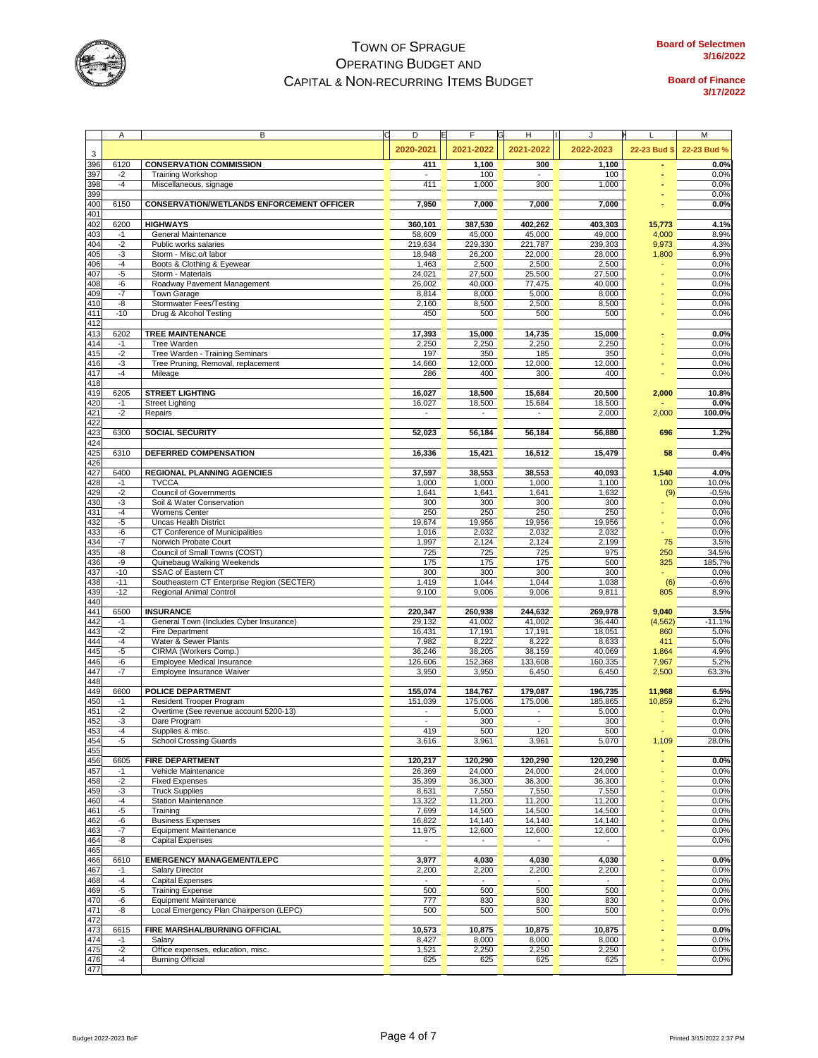# TOWN OF SPRAGUE
## OPERATING BUDGET AND
## CAPITAL & NON-RECURRING ITEMS BUDGET

**Board of Selectmen 3/16/2022**

**Board of Finance 3/17/2022**

| | A | B | D | F | H | J | L | M |
|---|---|---|---|---|---|---|---|---|
| 3 | | | 2020-2021 | 2021-2022 | 2021-2022 | 2022-2023 | 22-23 Bud $ | 22-23 Bud % |
| 396 | 6120 | **CONSERVATION COMMISSION** | **411** | **1,100** | **300** | **1,100** | **-** | **0.0%** |
| 397 | -2 | Training Workshop | - | 100 | - | 100 | - | 0.0% |
| 398 | -4 | Miscellaneous, signage | 411 | 1,000 | 300 | 1,000 | - | 0.0% |
| 399 | | | | | | | - | 0.0% |
| 400 | 6150 | **CONSERVATION/WETLANDS ENFORCEMENT OFFICER** | **7,950** | **7,000** | **7,000** | **7,000** | **-** | **0.0%** |
| 401 | | | | | | | | |
| 402 | 6200 | **HIGHWAYS** | **360,101** | **387,530** | **402,262** | **403,303** | **15,773** | **4.1%** |
| 403 | -1 | General Maintenance | 58,609 | 45,000 | 45,000 | 49,000 | 4,000 | 8.9% |
| 404 | -2 | Public works salaries | 219,634 | 229,330 | 221,787 | 239,303 | 9,973 | 4.3% |
| 405 | -3 | Storm - Misc.o/t labor | 18,948 | 26,200 | 22,000 | 28,000 | 1,800 | 6.9% |
| 406 | -4 | Boots & Clothing & Eyewear | 1,463 | 2,500 | 2,500 | 2,500 | - | 0.0% |
| 407 | -5 | Storm - Materials | 24,021 | 27,500 | 25,500 | 27,500 | - | 0.0% |
| 408 | -6 | Roadway Pavement Management | 26,002 | 40,000 | 77,475 | 40,000 | - | 0.0% |
| 409 | -7 | Town Garage | 8,814 | 8,000 | 5,000 | 8,000 | - | 0.0% |
| 410 | -8 | Stormwater Fees/Testing | 2,160 | 8,500 | 2,500 | 8,500 | - | 0.0% |
| 411 | -10 | Drug & Alcohol Testing | 450 | 500 | 500 | 500 | - | 0.0% |
| 412 | | | | | | | | |
| 413 | 6202 | **TREE MAINTENANCE** | **17,393** | **15,000** | **14,735** | **15,000** | **-** | **0.0%** |
| 414 | -1 | Tree Warden | 2,250 | 2,250 | 2,250 | 2,250 | - | 0.0% |
| 415 | -2 | Tree Warden - Training Seminars | 197 | 350 | 185 | 350 | - | 0.0% |
| 416 | -3 | Tree Pruning, Removal, replacement | 14,660 | 12,000 | 12,000 | 12,000 | - | 0.0% |
| 417 | -4 | Mileage | 286 | 400 | 300 | 400 | - | 0.0% |
| 418 | | | | | | | | |
| 419 | 6205 | **STREET LIGHTING** | **16,027** | **18,500** | **15,684** | **20,500** | **2,000** | **10.8%** |
| 420 | -1 | Street Lighting | 16,027 | 18,500 | 15,684 | 18,500 | - | 0.0% |
| 421 | -2 | Repairs | - | - | - | 2,000 | 2,000 | 100.0% |
| 422 | | | | | | | | |
| 423 | 6300 | **SOCIAL SECURITY** | **52,023** | **56,184** | **56,184** | **56,880** | **696** | **1.2%** |
| 424 | | | | | | | | |
| 425 | 6310 | **DEFERRED COMPENSATION** | **16,336** | **15,421** | **16,512** | **15,479** | **58** | **0.4%** |
| 426 | | | | | | | | |
| 427 | 6400 | **REGIONAL PLANNING AGENCIES** | **37,597** | **38,553** | **38,553** | **40,093** | **1,540** | **4.0%** |
| 428 | -1 | TVCCA | 1,000 | 1,000 | 1,000 | 1,100 | 100 | 10.0% |
| 429 | -2 | Council of Governments | 1,641 | 1,641 | 1,641 | 1,632 | (9) | -0.5% |
| 430 | -3 | Soil & Water Conservation | 300 | 300 | 300 | 300 | - | 0.0% |
| 431 | -4 | Womens Center | 250 | 250 | 250 | 250 | - | 0.0% |
| 432 | -5 | Uncas Health District | 19,674 | 19,956 | 19,956 | 19,956 | - | 0.0% |
| 433 | -6 | CT Conference of Municipalities | 1,016 | 2,032 | 2,032 | 2,032 | - | 0.0% |
| 434 | -7 | Norwich Probate Court | 1,997 | 2,124 | 2,124 | 2,199 | 75 | 3.5% |
| 435 | -8 | Council of Small Towns (COST) | 725 | 725 | 725 | 975 | 250 | 34.5% |
| 436 | -9 | Quinebaug Walking Weekends | 175 | 175 | 175 | 500 | 325 | 185.7% |
| 437 | -10 | SSAC of Eastern CT | 300 | 300 | 300 | 300 | - | 0.0% |
| 438 | -11 | Southeastern CT Enterprise Region (SECTER) | 1,419 | 1,044 | 1,044 | 1,038 | (6) | -0.6% |
| 439 | -12 | Regional Animal Control | 9,100 | 9,006 | 9,006 | 9,811 | 805 | 8.9% |
| 440 | | | | | | | | |
| 441 | 6500 | **INSURANCE** | **220,347** | **260,938** | **244,632** | **269,978** | **9,040** | **3.5%** |
| 442 | -1 | General Town (Includes Cyber Insurance) | 29,132 | 41,002 | 41,002 | 36,440 | (4,562) | -11.1% |
| 443 | -2 | Fire Department | 16,431 | 17,191 | 17,191 | 18,051 | 860 | 5.0% |
| 444 | -4 | Water & Sewer Plants | 7,982 | 8,222 | 8,222 | 8,633 | 411 | 5.0% |
| 445 | -5 | CIRMA (Workers Comp.) | 36,246 | 38,205 | 38,159 | 40,069 | 1,864 | 4.9% |
| 446 | -6 | Employee Medical Insurance | 126,606 | 152,368 | 133,608 | 160,335 | 7,967 | 5.2% |
| 447 | -7 | Employee Insurance Waiver | 3,950 | 3,950 | 6,450 | 6,450 | 2,500 | 63.3% |
| 448 | | | | | | | | |
| 449 | 6600 | **POLICE DEPARTMENT** | **155,074** | **184,767** | **179,087** | **196,735** | **11,968** | **6.5%** |
| 450 | -1 | Resident Trooper Program | 151,039 | 175,006 | 175,006 | 185,865 | 10,859 | 6.2% |
| 451 | -2 | Overtime (See revenue account 5200-13) | - | 5,000 | - | 5,000 | - | 0.0% |
| 452 | -3 | Dare Program | - | 300 | - | 300 | - | 0.0% |
| 453 | -4 | Supplies & misc. | 419 | 500 | 120 | 500 | - | 0.0% |
| 454 | -5 | School Crossing Guards | 3,616 | 3,961 | 3,961 | 5,070 | 1,109 | 28.0% |
| 455 | | | | | | | - | |
| 456 | 6605 | **FIRE DEPARTMENT** | **120,217** | **120,290** | **120,290** | **120,290** | **-** | **0.0%** |
| 457 | -1 | Vehicle Maintenance | 26,369 | 24,000 | 24,000 | 24,000 | - | 0.0% |
| 458 | -2 | Fixed Expenses | 35,399 | 36,300 | 36,300 | 36,300 | - | 0.0% |
| 459 | -3 | Truck Supplies | 8,631 | 7,550 | 7,550 | 7,550 | - | 0.0% |
| 460 | -4 | Station Maintenance | 13,322 | 11,200 | 11,200 | 11,200 | - | 0.0% |
| 461 | -5 | Training | 7,699 | 14,500 | 14,500 | 14,500 | - | 0.0% |
| 462 | -6 | Business Expenses | 16,822 | 14,140 | 14,140 | 14,140 | - | 0.0% |
| 463 | -7 | Equipment Maintenance | 11,975 | 12,600 | 12,600 | 12,600 | - | 0.0% |
| 464 | -8 | Capital Expenses | - | - | - | - | | 0.0% |
| 465 | | | | | | | | |
| 466 | 6610 | **EMERGENCY MANAGEMENT/LEPC** | **3,977** | **4,030** | **4,030** | **4,030** | **-** | **0.0%** |
| 467 | -1 | Salary Director | 2,200 | 2,200 | 2,200 | 2,200 | - | 0.0% |
| 468 | -4 | Capital Expenses | - | - | - | - | - | 0.0% |
| 469 | -5 | Training Expense | 500 | 500 | 500 | 500 | - | 0.0% |
| 470 | -6 | Equipment Maintenance | 777 | 830 | 830 | 830 | - | 0.0% |
| 471 | -8 | Local Emergency Plan Chairperson (LEPC) | 500 | 500 | 500 | 500 | - | 0.0% |
| 472 | | | | | | | - | |
| 473 | 6615 | **FIRE MARSHAL/BURNING OFFICIAL** | **10,573** | **10,875** | **10,875** | **10,875** | **-** | **0.0%** |
| 474 | -1 | Salary | 8,427 | 8,000 | 8,000 | 8,000 | - | 0.0% |
| 475 | -2 | Office expenses, education, misc. | 1,521 | 2,250 | 2,250 | 2,250 | - | 0.0% |
| 476 | -4 | Burning Official | 625 | 625 | 625 | 625 | - | 0.0% |
| 477 | | | | | | | | |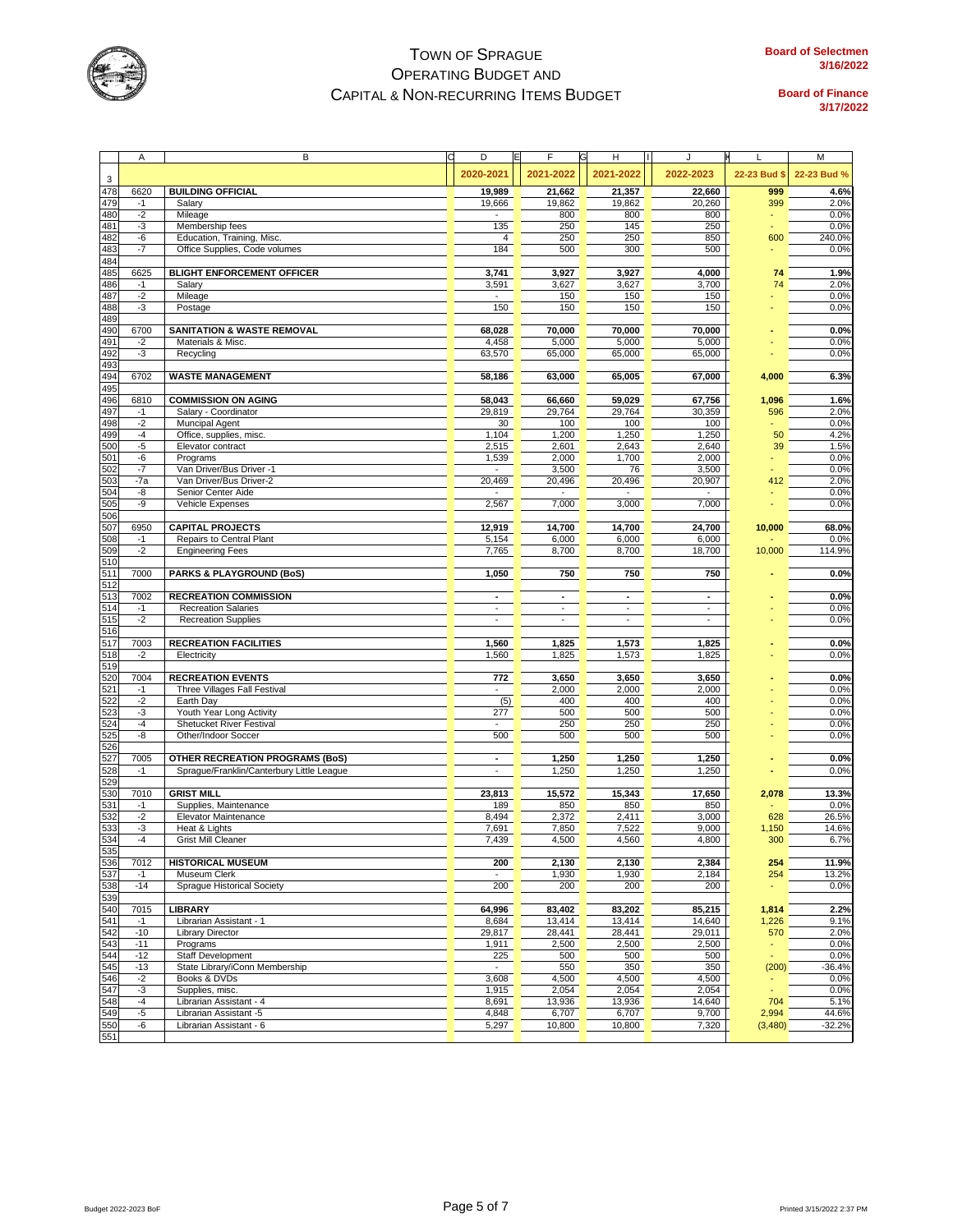# TOWN OF SPRAGUE
## OPERATING BUDGET AND CAPITAL & NON-RECURRING ITEMS BUDGET

**Board of Selectmen**
**3/16/2022**

**Board of Finance**
**3/17/2022**

| | A | B | D | F | H | J | L | M |
|---|---|---|---|---|---|---|---|---|
| 3 | | | 2020-2021 | 2021-2022 | 2021-2022 | 2022-2023 | 22-23 Bud $ | 22-23 Bud % |
| 478 | 6620 | **BUILDING OFFICIAL** | **19,989** | **21,662** | **21,357** | **22,660** | **999** | **4.6%** |
| 479 | -1 | Salary | 19,666 | 19,862 | 19,862 | 20,260 | 399 | 2.0% |
| 480 | -2 | Mileage | - | 800 | 800 | 800 | - | 0.0% |
| 481 | -3 | Membership fees | 135 | 250 | 145 | 250 | - | 0.0% |
| 482 | -6 | Education, Training, Misc. | 4 | 250 | 250 | 850 | 600 | 240.0% |
| 483 | -7 | Office Supplies, Code volumes | 184 | 500 | 300 | 500 | - | 0.0% |
| 484 | | | | | | | | |
| 485 | 6625 | **BLIGHT ENFORCEMENT OFFICER** | **3,741** | **3,927** | **3,927** | **4,000** | **74** | **1.9%** |
| 486 | -1 | Salary | 3,591 | 3,627 | 3,627 | 3,700 | 74 | 2.0% |
| 487 | -2 | Mileage | - | 150 | 150 | 150 | - | 0.0% |
| 488 | -3 | Postage | 150 | 150 | 150 | 150 | - | 0.0% |
| 489 | | | | | | | | |
| 490 | 6700 | **SANITATION & WASTE REMOVAL** | **68,028** | **70,000** | **70,000** | **70,000** | **-** | **0.0%** |
| 491 | -2 | Materials & Misc. | 4,458 | 5,000 | 5,000 | 5,000 | - | 0.0% |
| 492 | -3 | Recycling | 63,570 | 65,000 | 65,000 | 65,000 | - | 0.0% |
| 493 | | | | | | | | |
| 494 | 6702 | **WASTE MANAGEMENT** | **58,186** | **63,000** | **65,005** | **67,000** | **4,000** | **6.3%** |
| 495 | | | | | | | | |
| 496 | 6810 | **COMMISSION ON AGING** | **58,043** | **66,660** | **59,029** | **67,756** | **1,096** | **1.6%** |
| 497 | -1 | Salary - Coordinator | 29,819 | 29,764 | 29,764 | 30,359 | 596 | 2.0% |
| 498 | -2 | Muncipal Agent | 30 | 100 | 100 | 100 | - | 0.0% |
| 499 | -4 | Office, supplies, misc. | 1,104 | 1,200 | 1,250 | 1,250 | 50 | 4.2% |
| 500 | -5 | Elevator contract | 2,515 | 2,601 | 2,643 | 2,640 | 39 | 1.5% |
| 501 | -6 | Programs | 1,539 | 2,000 | 1,700 | 2,000 | - | 0.0% |
| 502 | -7 | Van Driver/Bus Driver -1 | - | 3,500 | 76 | 3,500 | - | 0.0% |
| 503 | -7a | Van Driver/Bus Driver-2 | 20,469 | 20,496 | 20,496 | 20,907 | 412 | 2.0% |
| 504 | -8 | Senior Center Aide | - | - | - | - | - | 0.0% |
| 505 | -9 | Vehicle Expenses | 2,567 | 7,000 | 3,000 | 7,000 | - | 0.0% |
| 506 | | | | | | | | |
| 507 | 6950 | **CAPITAL PROJECTS** | **12,919** | **14,700** | **14,700** | **24,700** | **10,000** | **68.0%** |
| 508 | -1 | Repairs to Central Plant | 5,154 | 6,000 | 6,000 | 6,000 | - | 0.0% |
| 509 | -2 | Engineering Fees | 7,765 | 8,700 | 8,700 | 18,700 | 10,000 | 114.9% |
| 510 | | | | | | | | |
| 511 | 7000 | **PARKS & PLAYGROUND (BoS)** | **1,050** | **750** | **750** | **750** | **-** | **0.0%** |
| 512 | | | | | | | | |
| 513 | 7002 | **RECREATION COMMISSION** | **-** | **-** | **-** | **-** | **-** | **0.0%** |
| 514 | -1 | Recreation Salaries | - | - | - | - | - | 0.0% |
| 515 | -2 | Recreation Supplies | - | - | - | - | - | 0.0% |
| 516 | | | | | | | | |
| 517 | 7003 | **RECREATION FACILITIES** | **1,560** | **1,825** | **1,573** | **1,825** | **-** | **0.0%** |
| 518 | -2 | Electricity | 1,560 | 1,825 | 1,573 | 1,825 | - | 0.0% |
| 519 | | | | | | | | |
| 520 | 7004 | **RECREATION EVENTS** | **772** | **3,650** | **3,650** | **3,650** | **-** | **0.0%** |
| 521 | -1 | Three Villages Fall Festival | - | 2,000 | 2,000 | 2,000 | - | 0.0% |
| 522 | -2 | Earth Day | (5) | 400 | 400 | 400 | - | 0.0% |
| 523 | -3 | Youth Year Long Activity | 277 | 500 | 500 | 500 | - | 0.0% |
| 524 | -4 | Shetucket River Festival | - | 250 | 250 | 250 | - | 0.0% |
| 525 | -8 | Other/Indoor Soccer | 500 | 500 | 500 | 500 | - | 0.0% |
| 526 | | | | | | | | |
| 527 | 7005 | **OTHER RECREATION PROGRAMS (BoS)** | **-** | **1,250** | **1,250** | **1,250** | **-** | **0.0%** |
| 528 | -1 | Sprague/Franklin/Canterbury Little League | - | 1,250 | 1,250 | 1,250 | - | 0.0% |
| 529 | | | | | | | | |
| 530 | 7010 | **GRIST MILL** | **23,813** | **15,572** | **15,343** | **17,650** | **2,078** | **13.3%** |
| 531 | -1 | Supplies, Maintenance | 189 | 850 | 850 | 850 | - | 0.0% |
| 532 | -2 | Elevator Maintenance | 8,494 | 2,372 | 2,411 | 3,000 | 628 | 26.5% |
| 533 | -3 | Heat & Lights | 7,691 | 7,850 | 7,522 | 9,000 | 1,150 | 14.6% |
| 534 | -4 | Grist Mill Cleaner | 7,439 | 4,500 | 4,560 | 4,800 | 300 | 6.7% |
| 535 | | | | | | | | |
| 536 | 7012 | **HISTORICAL MUSEUM** | **200** | **2,130** | **2,130** | **2,384** | **254** | **11.9%** |
| 537 | -1 | Museum Clerk | - | 1,930 | 1,930 | 2,184 | 254 | 13.2% |
| 538 | -14 | Sprague Historical Society | 200 | 200 | 200 | 200 | - | 0.0% |
| 539 | | | | | | | | |
| 540 | 7015 | **LIBRARY** | **64,996** | **83,402** | **83,202** | **85,215** | **1,814** | **2.2%** |
| 541 | -1 | Librarian Assistant - 1 | 8,684 | 13,414 | 13,414 | 14,640 | 1,226 | 9.1% |
| 542 | -10 | Library Director | 29,817 | 28,441 | 28,441 | 29,011 | 570 | 2.0% |
| 543 | -11 | Programs | 1,911 | 2,500 | 2,500 | 2,500 | - | 0.0% |
| 544 | -12 | Staff Development | 225 | 500 | 500 | 500 | - | 0.0% |
| 545 | -13 | State Library/iConn Membership | - | 550 | 350 | 350 | (200) | -36.4% |
| 546 | -2 | Books & DVDs | 3,608 | 4,500 | 4,500 | 4,500 | - | 0.0% |
| 547 | -3 | Supplies, misc. | 1,915 | 2,054 | 2,054 | 2,054 | - | 0.0% |
| 548 | -4 | Librarian Assistant - 4 | 8,691 | 13,936 | 13,936 | 14,640 | 704 | 5.1% |
| 549 | -5 | Librarian Assistant -5 | 4,848 | 6,707 | 6,707 | 9,700 | 2,994 | 44.6% |
| 550 | -6 | Librarian Assistant - 6 | 5,297 | 10,800 | 10,800 | 7,320 | (3,480) | -32.2% |
| 551 | | | | | | | | |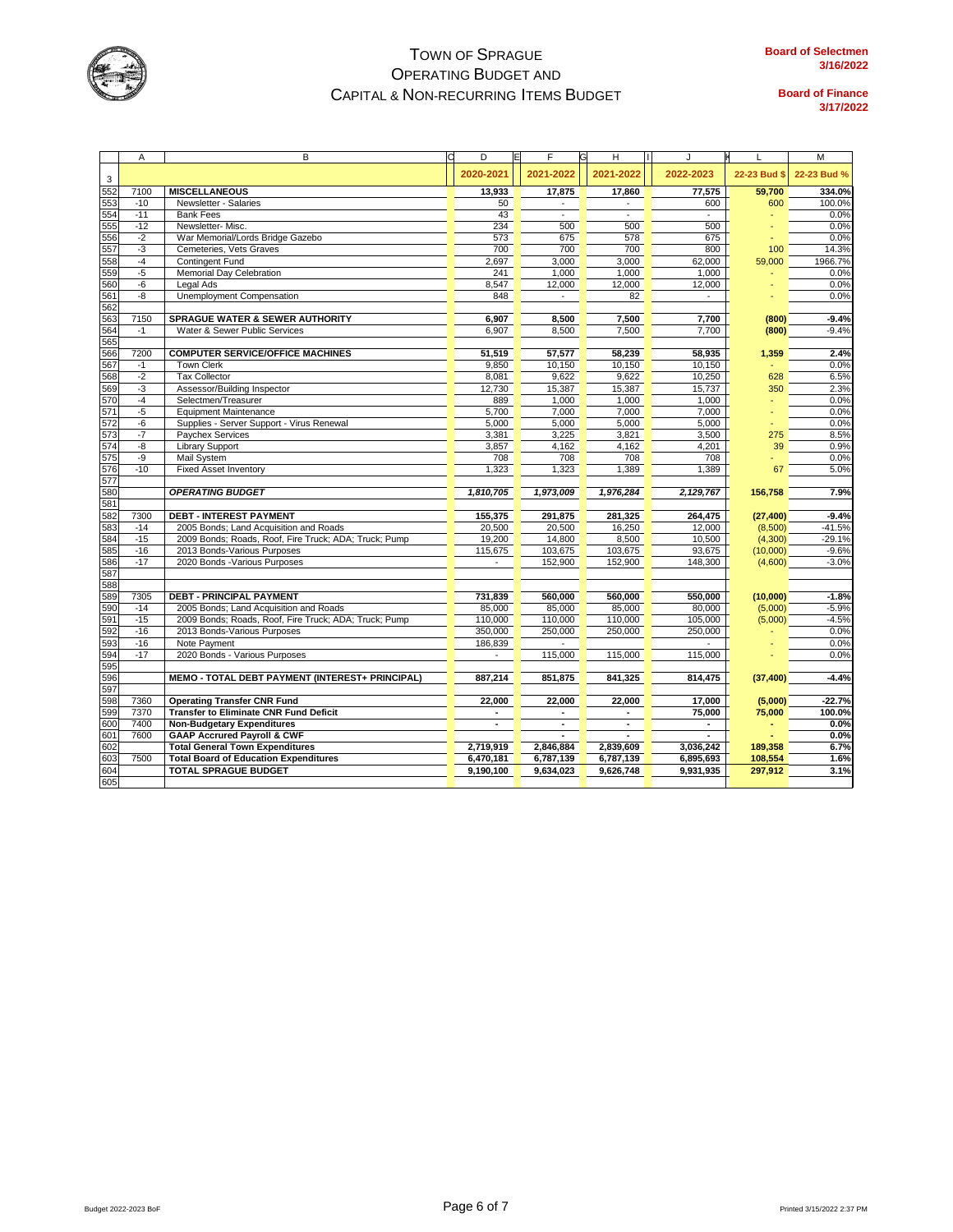# Town of Sprague Operating Budget and Capital & Non-Recurring Items Budget

**Board of Selectmen** 3/16/2022

**Board of Finance** 3/17/2022

| | A | B | D | F | H | J | L | M |
|---|---|---|---|---|---|---|---|---|
| 3 | | | 2020-2021 | 2021-2022 | 2021-2022 | 2022-2023 | 22-23 Bud $ | 22-23 Bud % |
| 552 | 7100 | **MISCELLANEOUS** | **13,933** | **17,875** | **17,860** | **77,575** | **59,700** | **334.0%** |
| 553 | -10 | Newsletter - Salaries | 50 | - | - | 600 | 600 | 100.0% |
| 554 | -11 | Bank Fees | 43 | - | - | - | - | 0.0% |
| 555 | -12 | Newsletter- Misc. | 234 | 500 | 500 | 500 | - | 0.0% |
| 556 | -2 | War Memorial/Lords Bridge Gazebo | 573 | 675 | 578 | 675 | - | 0.0% |
| 557 | -3 | Cemeteries, Vets Graves | 700 | 700 | 700 | 800 | 100 | 14.3% |
| 558 | -4 | Contingent Fund | 2,697 | 3,000 | 3,000 | 62,000 | 59,000 | 1966.7% |
| 559 | -5 | Memorial Day Celebration | 241 | 1,000 | 1,000 | 1,000 | - | 0.0% |
| 560 | -6 | Legal Ads | 8,547 | 12,000 | 12,000 | 12,000 | - | 0.0% |
| 561 | -8 | Unemployment Compensation | 848 | - | 82 | - | - | 0.0% |
| 562 | | | | | | | | |
| 563 | 7150 | **SPRAGUE WATER & SEWER AUTHORITY** | **6,907** | **8,500** | **7,500** | **7,700** | **(800)** | **-9.4%** |
| 564 | -1 | Water & Sewer Public Services | 6,907 | 8,500 | 7,500 | 7,700 | (800) | -9.4% |
| 565 | | | | | | | | |
| 566 | 7200 | **COMPUTER SERVICE/OFFICE MACHINES** | **51,519** | **57,577** | **58,239** | **58,935** | **1,359** | **2.4%** |
| 567 | -1 | Town Clerk | 9,850 | 10,150 | 10,150 | 10,150 | - | 0.0% |
| 568 | -2 | Tax Collector | 8,081 | 9,622 | 9,622 | 10,250 | 628 | 6.5% |
| 569 | -3 | Assessor/Building Inspector | 12,730 | 15,387 | 15,387 | 15,737 | 350 | 2.3% |
| 570 | -4 | Selectmen/Treasurer | 889 | 1,000 | 1,000 | 1,000 | - | 0.0% |
| 571 | -5 | Equipment Maintenance | 5,700 | 7,000 | 7,000 | 7,000 | - | 0.0% |
| 572 | -6 | Supplies - Server Support - Virus Renewal | 5,000 | 5,000 | 5,000 | 5,000 | - | 0.0% |
| 573 | -7 | Paychex Services | 3,381 | 3,225 | 3,821 | 3,500 | 275 | 8.5% |
| 574 | -8 | Library Support | 3,857 | 4,162 | 4,162 | 4,201 | 39 | 0.9% |
| 575 | -9 | Mail System | 708 | 708 | 708 | 708 | - | 0.0% |
| 576 | -10 | Fixed Asset Inventory | 1,323 | 1,323 | 1,389 | 1,389 | 67 | 5.0% |
| 577 | | | | | | | | |
| 580 | | ***OPERATING BUDGET*** | ***1,810,705*** | ***1,973,009*** | ***1,976,284*** | ***2,129,767*** | **156,758** | **7.9%** |
| 581 | | | | | | | | |
| 582 | 7300 | **DEBT - INTEREST PAYMENT** | **155,375** | **291,875** | **281,325** | **264,475** | **(27,400)** | **-9.4%** |
| 583 | -14 | 2005 Bonds; Land Acquisition and Roads | 20,500 | 20,500 | 16,250 | 12,000 | (8,500) | -41.5% |
| 584 | -15 | 2009 Bonds; Roads, Roof, Fire Truck; ADA; Truck; Pump | 19,200 | 14,800 | 8,500 | 10,500 | (4,300) | -29.1% |
| 585 | -16 | 2013 Bonds-Various Purposes | 115,675 | 103,675 | 103,675 | 93,675 | (10,000) | -9.6% |
| 586 | -17 | 2020 Bonds -Various Purposes | - | 152,900 | 152,900 | 148,300 | (4,600) | -3.0% |
| 587 | | | | | | | | |
| 588 | | | | | | | | |
| 589 | 7305 | **DEBT - PRINCIPAL PAYMENT** | **731,839** | **560,000** | **560,000** | **550,000** | **(10,000)** | **-1.8%** |
| 590 | -14 | 2005 Bonds; Land Acquisition and Roads | 85,000 | 85,000 | 85,000 | 80,000 | (5,000) | -5.9% |
| 591 | -15 | 2009 Bonds; Roads, Roof, Fire Truck; ADA; Truck; Pump | 110,000 | 110,000 | 110,000 | 105,000 | (5,000) | -4.5% |
| 592 | -16 | 2013 Bonds-Various Purposes | 350,000 | 250,000 | 250,000 | 250,000 | - | 0.0% |
| 593 | -16 | Note Payment | 186,839 | - | - | - | - | 0.0% |
| 594 | -17 | 2020 Bonds - Various Purposes | - | 115,000 | 115,000 | 115,000 | - | 0.0% |
| 595 | | | | | | | | |
| 596 | | **MEMO - TOTAL DEBT PAYMENT (INTEREST+ PRINCIPAL)** | **887,214** | **851,875** | **841,325** | **814,475** | **(37,400)** | **-4.4%** |
| 597 | | | | | | | | |
| 598 | 7360 | **Operating Transfer CNR Fund** | **22,000** | **22,000** | **22,000** | **17,000** | **(5,000)** | **-22.7%** |
| 599 | 7370 | **Transfer to Eliminate CNR Fund Deficit** | **-** | **-** | **-** | **75,000** | **75,000** | **100.0%** |
| 600 | 7400 | **Non-Budgetary Expenditures** | **-** | **-** | **-** | **-** | **-** | **0.0%** |
| 601 | 7600 | **GAAP Accrued Payroll & CWF** | | **-** | **-** | **-** | **-** | **0.0%** |
| 602 | | **Total General Town Expenditures** | **2,719,919** | **2,846,884** | **2,839,609** | **3,036,242** | **189,358** | **6.7%** |
| 603 | 7500 | **Total Board of Education Expenditures** | **6,470,181** | **6,787,139** | **6,787,139** | **6,895,693** | **108,554** | **1.6%** |
| 604 | | **TOTAL SPRAGUE BUDGET** | **9,190,100** | **9,634,023** | **9,626,748** | **9,931,935** | **297,912** | **3.1%** |
| 605 | | | | | | | | |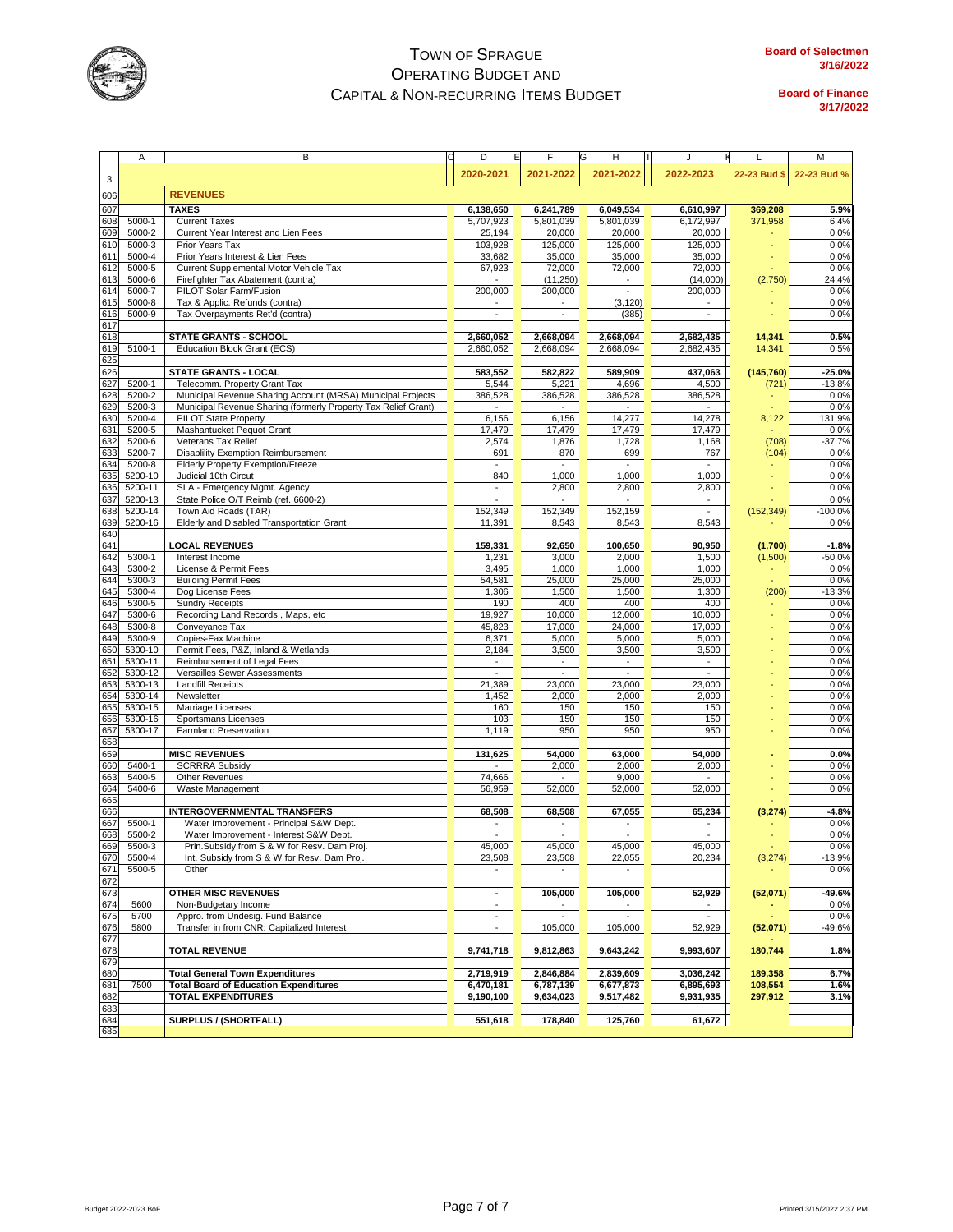# TOWN OF SPRAGUE
## OPERATING BUDGET AND CAPITAL & NON-RECURRING ITEMS BUDGET

**Board of Selectmen 3/16/2022**

**Board of Finance 3/17/2022**

| | A | B | 2020-2021 | 2021-2022 | 2021-2022 | 2022-2023 | 22-23 Bud $ | 22-23 Bud % |
|---|---|---|---|---|---|---|---|---|
| 606 | | **REVENUES** | | | | | | |
| 607 | | **TAXES** | **6,138,650** | **6,241,789** | **6,049,534** | **6,610,997** | **369,208** | **5.9%** |
| 608 | 5000-1 | Current Taxes | 5,707,923 | 5,801,039 | 5,801,039 | 6,172,997 | 371,958 | 6.4% |
| 609 | 5000-2 | Current Year Interest and Lien Fees | 25,194 | 20,000 | 20,000 | 20,000 | - | 0.0% |
| 610 | 5000-3 | Prior Years Tax | 103,928 | 125,000 | 125,000 | 125,000 | - | 0.0% |
| 611 | 5000-4 | Prior Years Interest & Lien Fees | 33,682 | 35,000 | 35,000 | 35,000 | - | 0.0% |
| 612 | 5000-5 | Current Supplemental Motor Vehicle Tax | 67,923 | 72,000 | 72,000 | 72,000 | - | 0.0% |
| 613 | 5000-6 | Firefighter Tax Abatement (contra) | - | (11,250) | - | (14,000) | (2,750) | 24.4% |
| 614 | 5000-7 | PILOT Solar Farm/Fusion | 200,000 | 200,000 | - | 200,000 | - | 0.0% |
| 615 | 5000-8 | Tax & Applic. Refunds (contra) | - | - | (3,120) | - | - | 0.0% |
| 616 | 5000-9 | Tax Overpayments Ret'd (contra) | - | - | (385) | - | - | 0.0% |
| 617 | | | | | | | | |
| 618 | | **STATE GRANTS - SCHOOL** | **2,660,052** | **2,668,094** | **2,668,094** | **2,682,435** | **14,341** | **0.5%** |
| 619 | 5100-1 | Education Block Grant (ECS) | 2,660,052 | 2,668,094 | 2,668,094 | 2,682,435 | 14,341 | 0.5% |
| 625 | | | | | | | | |
| 626 | | **STATE GRANTS - LOCAL** | **583,552** | **582,822** | **589,909** | **437,063** | **(145,760)** | **-25.0%** |
| 627 | 5200-1 | Telecomm. Property Grant Tax | 5,544 | 5,221 | 4,696 | 4,500 | (721) | -13.8% |
| 628 | 5200-2 | Municipal Revenue Sharing Account (MRSA) Municipal Projects | 386,528 | 386,528 | 386,528 | 386,528 | - | 0.0% |
| 629 | 5200-3 | Municipal Revenue Sharing (formerly Property Tax Relief Grant) | - | - | - | - | - | 0.0% |
| 630 | 5200-4 | PILOT State Property | 6,156 | 6,156 | 14,277 | 14,278 | 8,122 | 131.9% |
| 631 | 5200-5 | Mashantucket Pequot Grant | 17,479 | 17,479 | 17,479 | 17,479 | - | 0.0% |
| 632 | 5200-6 | Veterans Tax Relief | 2,574 | 1,876 | 1,728 | 1,168 | (708) | -37.7% |
| 633 | 5200-7 | Disablility Exemption Reimbursement | 691 | 870 | 699 | 767 | (104) | 0.0% |
| 634 | 5200-8 | Elderly Property Exemption/Freeze | - | - | - | - | - | 0.0% |
| 635 | 5200-10 | Judicial 10th Circut | 840 | 1,000 | 1,000 | 1,000 | - | 0.0% |
| 636 | 5200-11 | SLA - Emergency Mgmt. Agency | - | 2,800 | 2,800 | 2,800 | - | 0.0% |
| 637 | 5200-13 | State Police O/T Reimb (ref. 6600-2) | - | - | - | - | - | 0.0% |
| 638 | 5200-14 | Town Aid Roads (TAR) | 152,349 | 152,349 | 152,159 | - | (152,349) | -100.0% |
| 639 | 5200-16 | Elderly and Disabled Transportation Grant | 11,391 | 8,543 | 8,543 | 8,543 | - | 0.0% |
| 640 | | | | | | | | |
| 641 | | **LOCAL REVENUES** | **159,331** | **92,650** | **100,650** | **90,950** | **(1,700)** | **-1.8%** |
| 642 | 5300-1 | Interest Income | 1,231 | 3,000 | 2,000 | 1,500 | (1,500) | -50.0% |
| 643 | 5300-2 | License & Permit Fees | 3,495 | 1,000 | 1,000 | 1,000 | - | 0.0% |
| 644 | 5300-3 | Building Permit Fees | 54,581 | 25,000 | 25,000 | 25,000 | - | 0.0% |
| 645 | 5300-4 | Dog License Fees | 1,306 | 1,500 | 1,500 | 1,300 | (200) | -13.3% |
| 646 | 5300-5 | Sundry Receipts | 190 | 400 | 400 | 400 | - | 0.0% |
| 647 | 5300-6 | Recording Land Records , Maps, etc | 19,927 | 10,000 | 12,000 | 10,000 | - | 0.0% |
| 648 | 5300-8 | Conveyance Tax | 45,823 | 17,000 | 24,000 | 17,000 | - | 0.0% |
| 649 | 5300-9 | Copies-Fax Machine | 6,371 | 5,000 | 5,000 | 5,000 | - | 0.0% |
| 650 | 5300-10 | Permit Fees, P&Z, Inland & Wetlands | 2,184 | 3,500 | 3,500 | 3,500 | - | 0.0% |
| 651 | 5300-11 | Reimbursement of Legal Fees | - | - | - | - | - | 0.0% |
| 652 | 5300-12 | Versailles Sewer Assessments | - | - | - | - | - | 0.0% |
| 653 | 5300-13 | Landfill Receipts | 21,389 | 23,000 | 23,000 | 23,000 | - | 0.0% |
| 654 | 5300-14 | Newsletter | 1,452 | 2,000 | 2,000 | 2,000 | - | 0.0% |
| 655 | 5300-15 | Marriage Licenses | 160 | 150 | 150 | 150 | - | 0.0% |
| 656 | 5300-16 | Sportsmans Licenses | 103 | 150 | 150 | 150 | - | 0.0% |
| 657 | 5300-17 | Farmland Preservation | 1,119 | 950 | 950 | 950 | - | 0.0% |
| 658 | | | | | | | | |
| 659 | | **MISC REVENUES** | **131,625** | **54,000** | **63,000** | **54,000** | **-** | **0.0%** |
| 660 | 5400-1 | SCRRRA Subsidy | - | 2,000 | 2,000 | 2,000 | - | 0.0% |
| 663 | 5400-5 | Other Revenues | 74,666 | - | 9,000 | - | - | 0.0% |
| 664 | 5400-6 | Waste Management | 56,959 | 52,000 | 52,000 | 52,000 | - | 0.0% |
| 665 | | | | | | | - | |
| 666 | | **INTERGOVERNMENTAL TRANSFERS** | **68,508** | **68,508** | **67,055** | **65,234** | **(3,274)** | **-4.8%** |
| 667 | 5500-1 | Water Improvement - Principal S&W Dept. | - | - | - | - | - | 0.0% |
| 668 | 5500-2 | Water Improvement - Interest S&W Dept. | - | - | - | - | - | 0.0% |
| 669 | 5500-3 | Prin.Subsidy from S & W for Resv. Dam Proj. | 45,000 | 45,000 | 45,000 | 45,000 | - | 0.0% |
| 670 | 5500-4 | Int. Subsidy from S & W for Resv. Dam Proj. | 23,508 | 23,508 | 22,055 | 20,234 | (3,274) | -13.9% |
| 671 | 5500-5 | Other | - | - | - | - | - | 0.0% |
| 672 | | | | | | | | |
| 673 | | **OTHER MISC REVENUES** | **-** | **105,000** | **105,000** | **52,929** | **(52,071)** | **-49.6%** |
| 674 | 5600 | Non-Budgetary Income | - | - | - | - | - | 0.0% |
| 675 | 5700 | Appro. from Undesig. Fund Balance | - | - | - | - | - | 0.0% |
| 676 | 5800 | Transfer in from CNR: Capitalized Interest | - | 105,000 | 105,000 | 52,929 | (52,071) | -49.6% |
| 677 | | | | | | | - | |
| 678 | | **TOTAL REVENUE** | **9,741,718** | **9,812,863** | **9,643,242** | **9,993,607** | **180,744** | **1.8%** |
| 679 | | | | | | | | |
| 680 | | **Total General Town Expenditures** | **2,719,919** | **2,846,884** | **2,839,609** | **3,036,242** | **189,358** | **6.7%** |
| 681 | 7500 | **Total Board of Education Expenditures** | **6,470,181** | **6,787,139** | **6,677,873** | **6,895,693** | **108,554** | **1.6%** |
| 682 | | **TOTAL EXPENDITURES** | **9,190,100** | **9,634,023** | **9,517,482** | **9,931,935** | **297,912** | **3.1%** |
| 683 | | | | | | | | |
| 684 | | **SURPLUS / (SHORTFALL)** | **551,618** | **178,840** | **125,760** | **61,672** | | |
| 685 | | | | | | | | |

Budget 2022-2023 BoF

Printed 3/15/2022 2:37 PM